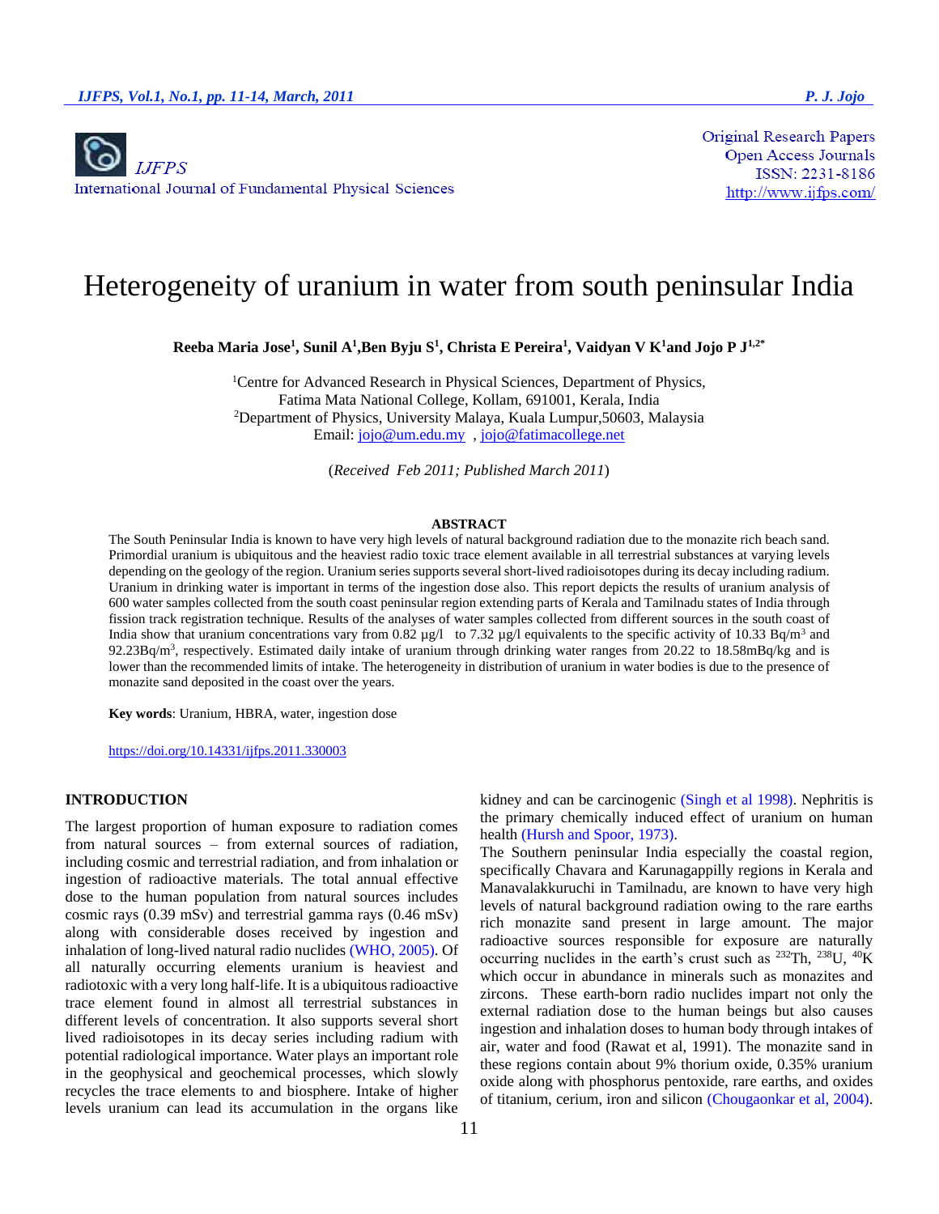IJFPS
International Journal of Fundamental Physical Sciences

Original Research Papers
Open Access Journals
ISSN: 2231-8186
http://www.ijfps.com/

# Heterogeneity of uranium in water from south peninsular India

**Reeba Maria Jose[1], Sunil A[1], Ben Byju S[1], Christa E Pereira[1], Vaidyan V K[1] and Jojo P J[1,2*]**

[1]Centre for Advanced Research in Physical Sciences, Department of Physics, Fatima Mata National College, Kollam, 691001, Kerala, India
[2]Department of Physics, University Malaya, Kuala Lumpur, 50603, Malaysia
Email: jojo@um.edu.my , jojo@fatimacollege.net

(*Received Feb 2011; Published March 2011*)

## ABSTRACT

The South Peninsular India is known to have very high levels of natural background radiation due to the monazite rich beach sand. Primordial uranium is ubiquitous and the heaviest radio toxic trace element available in all terrestrial substances at varying levels depending on the geology of the region. Uranium series supports several short-lived radioisotopes during its decay including radium. Uranium in drinking water is important in terms of the ingestion dose also. This report depicts the results of uranium analysis of 600 water samples collected from the south coast peninsular region extending parts of Kerala and Tamilnadu states of India through fission track registration technique. Results of the analyses of water samples collected from different sources in the south coast of India show that uranium concentrations vary from 0.82 µg/l to 7.32 µg/l equivalents to the specific activity of 10.33 Bq/m$^3$ and 92.23Bq/m$^3$, respectively. Estimated daily intake of uranium through drinking water ranges from 20.22 to 18.58mBq/kg and is lower than the recommended limits of intake. The heterogeneity in distribution of uranium in water bodies is due to the presence of monazite sand deposited in the coast over the years.

**Key words**: Uranium, HBRA, water, ingestion dose

https://doi.org/10.14331/ijfps.2011.330003

## INTRODUCTION

The largest proportion of human exposure to radiation comes from natural sources – from external sources of radiation, including cosmic and terrestrial radiation, and from inhalation or ingestion of radioactive materials. The total annual effective dose to the human population from natural sources includes cosmic rays (0.39 mSv) and terrestrial gamma rays (0.46 mSv) along with considerable doses received by ingestion and inhalation of long-lived natural radio nuclides (WHO, 2005). Of all naturally occurring elements uranium is heaviest and radiotoxic with a very long half-life. It is a ubiquitous radioactive trace element found in almost all terrestrial substances in different levels of concentration. It also supports several short lived radioisotopes in its decay series including radium with potential radiological importance. Water plays an important role in the geophysical and geochemical processes, which slowly recycles the trace elements to and biosphere. Intake of higher levels uranium can lead its accumulation in the organs like kidney and can be carcinogenic (Singh et al 1998). Nephritis is the primary chemically induced effect of uranium on human health (Hursh and Spoor, 1973).

The Southern peninsular India especially the coastal region, specifically Chavara and Karunagappilly regions in Kerala and Manavalakkuruchi in Tamilnadu, are known to have very high levels of natural background radiation owing to the rare earths rich monazite sand present in large amount. The major radioactive sources responsible for exposure are naturally occurring nuclides in the earth's crust such as $^{232}$Th, $^{238}$U, $^{40}$K which occur in abundance in minerals such as monazites and zircons. These earth-born radio nuclides impart not only the external radiation dose to the human beings but also causes ingestion and inhalation doses to human body through intakes of air, water and food (Rawat et al, 1991). The monazite sand in these regions contain about 9% thorium oxide, 0.35% uranium oxide along with phosphorus pentoxide, rare earths, and oxides of titanium, cerium, iron and silicon (Chougaonkar et al, 2004).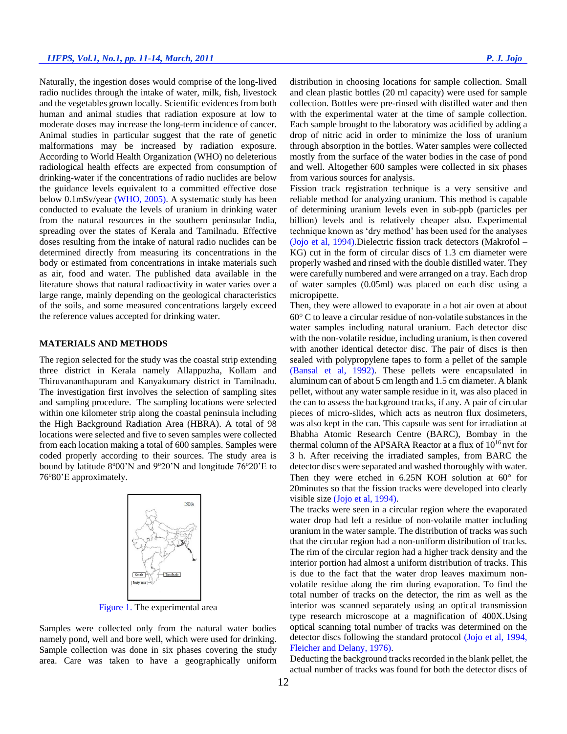Naturally, the ingestion doses would comprise of the long-lived radio nuclides through the intake of water, milk, fish, livestock and the vegetables grown locally. Scientific evidences from both human and animal studies that radiation exposure at low to moderate doses may increase the long-term incidence of cancer. Animal studies in particular suggest that the rate of genetic malformations may be increased by radiation exposure. According to World Health Organization (WHO) no deleterious radiological health effects are expected from consumption of drinking-water if the concentrations of radio nuclides are below the guidance levels equivalent to a committed effective dose below 0.1mSv/year (WHO, 2005). A systematic study has been conducted to evaluate the levels of uranium in drinking water from the natural resources in the southern peninsular India, spreading over the states of Kerala and Tamilnadu. Effective doses resulting from the intake of natural radio nuclides can be determined directly from measuring its concentrations in the body or estimated from concentrations in intake materials such as air, food and water. The published data available in the literature shows that natural radioactivity in water varies over a large range, mainly depending on the geological characteristics of the soils, and some measured concentrations largely exceed the reference values accepted for drinking water.

## MATERIALS AND METHODS

The region selected for the study was the coastal strip extending three district in Kerala namely Allappuzha, Kollam and Thiruvananthapuram and Kanyakumary district in Tamilnadu. The investigation first involves the selection of sampling sites and sampling procedure. The sampling locations were selected within one kilometer strip along the coastal peninsula including the High Background Radiation Area (HBRA). A total of 98 locations were selected and five to seven samples were collected from each location making a total of 600 samples. Samples were coded properly according to their sources. The study area is bound by latitude 8º00'N and 9º20'N and longitude 76º20'E to 76º80'E approximately.

Figure 1. The experimental area

Samples were collected only from the natural water bodies namely pond, well and bore well, which were used for drinking. Sample collection was done in six phases covering the study area. Care was taken to have a geographically uniform distribution in choosing locations for sample collection. Small and clean plastic bottles (20 ml capacity) were used for sample collection. Bottles were pre-rinsed with distilled water and then with the experimental water at the time of sample collection. Each sample brought to the laboratory was acidified by adding a drop of nitric acid in order to minimize the loss of uranium through absorption in the bottles. Water samples were collected mostly from the surface of the water bodies in the case of pond and well. Altogether 600 samples were collected in six phases from various sources for analysis.

Fission track registration technique is a very sensitive and reliable method for analyzing uranium. This method is capable of determining uranium levels even in sub-ppb (particles per billion) levels and is relatively cheaper also. Experimental technique known as 'dry method' has been used for the analyses (Jojo et al, 1994).Dielectric fission track detectors (Makrofol – KG) cut in the form of circular discs of 1.3 cm diameter were properly washed and rinsed with the double distilled water. They were carefully numbered and were arranged on a tray. Each drop of water samples (0.05ml) was placed on each disc using a micropipette.

Then, they were allowed to evaporate in a hot air oven at about 60° C to leave a circular residue of non-volatile substances in the water samples including natural uranium. Each detector disc with the non-volatile residue, including uranium, is then covered with another identical detector disc. The pair of discs is then sealed with polypropylene tapes to form a pellet of the sample (Bansal et al, 1992). These pellets were encapsulated in aluminum can of about 5 cm length and 1.5 cm diameter. A blank pellet, without any water sample residue in it, was also placed in the can to assess the background tracks, if any. A pair of circular pieces of micro-slides, which acts as neutron flux dosimeters, was also kept in the can. This capsule was sent for irradiation at Bhabha Atomic Research Centre (BARC), Bombay in the thermal column of the APSARA Reactor at a flux of $10^{16}$ nvt for 3 h. After receiving the irradiated samples, from BARC the detector discs were separated and washed thoroughly with water. Then they were etched in 6.25N KOH solution at 60° for 20minutes so that the fission tracks were developed into clearly visible size (Jojo et al, 1994).

The tracks were seen in a circular region where the evaporated water drop had left a residue of non-volatile matter including uranium in the water sample. The distribution of tracks was such that the circular region had a non-uniform distribution of tracks. The rim of the circular region had a higher track density and the interior portion had almost a uniform distribution of tracks. This is due to the fact that the water drop leaves maximum non-volatile residue along the rim during evaporation. To find the total number of tracks on the detector, the rim as well as the interior was scanned separately using an optical transmission type research microscope at a magnification of 400X.Using optical scanning total number of tracks was determined on the detector discs following the standard protocol (Jojo et al, 1994, Fleicher and Delany, 1976).

Deducting the background tracks recorded in the blank pellet, the actual number of tracks was found for both the detector discs of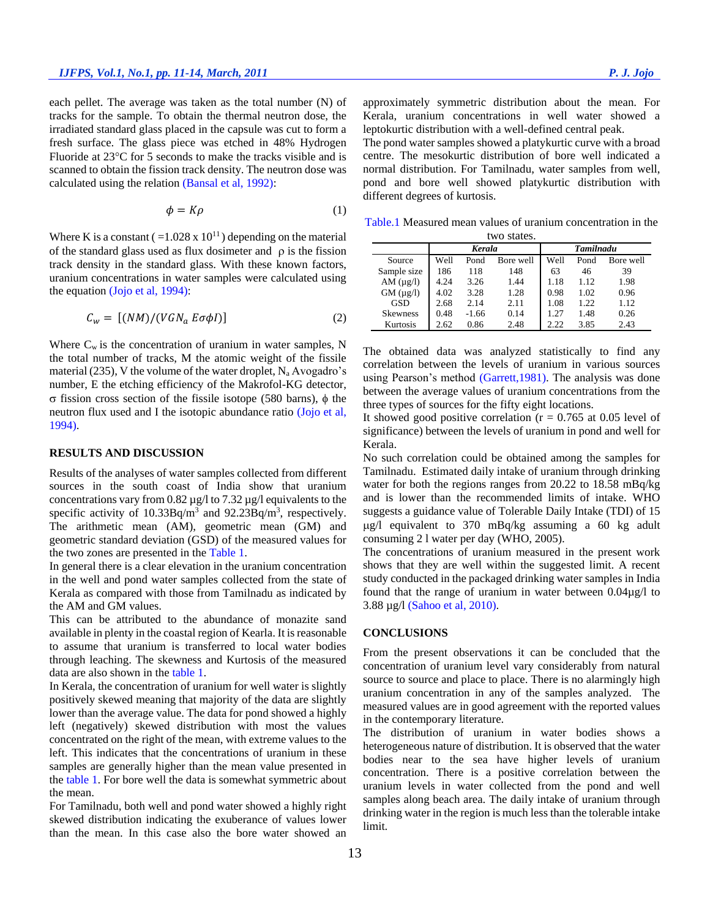each pellet. The average was taken as the total number (N) of tracks for the sample. To obtain the thermal neutron dose, the irradiated standard glass placed in the capsule was cut to form a fresh surface. The glass piece was etched in 48% Hydrogen Fluoride at 23°C for 5 seconds to make the tracks visible and is scanned to obtain the fission track density. The neutron dose was calculated using the relation (Bansal et al, 1992):

$$\phi = K\rho \tag{1}$$

Where K is a constant ( =1.028 x $10^{11}$ ) depending on the material of the standard glass used as flux dosimeter and $\rho$ is the fission track density in the standard glass. With these known factors, uranium concentrations in water samples were calculated using the equation (Jojo et al, 1994):

$$C_w = [(NM)/(VGN_a\, E\sigma\phi I)] \tag{2}$$

Where $C_w$ is the concentration of uranium in water samples, N the total number of tracks, M the atomic weight of the fissile material (235), V the volume of the water droplet, $N_a$ Avogadro's number, E the etching efficiency of the Makrofol-KG detector, $\sigma$ fission cross section of the fissile isotope (580 barns), $\phi$ the neutron flux used and I the isotopic abundance ratio (Jojo et al, 1994).

## RESULTS AND DISCUSSION

Results of the analyses of water samples collected from different sources in the south coast of India show that uranium concentrations vary from 0.82 µg/l to 7.32 µg/l equivalents to the specific activity of 10.33Bq/m$^3$ and 92.23Bq/m$^3$, respectively. The arithmetic mean (AM), geometric mean (GM) and geometric standard deviation (GSD) of the measured values for the two zones are presented in the Table 1.

In general there is a clear elevation in the uranium concentration in the well and pond water samples collected from the state of Kerala as compared with those from Tamilnadu as indicated by the AM and GM values.

This can be attributed to the abundance of monazite sand available in plenty in the coastal region of Kearla. It is reasonable to assume that uranium is transferred to local water bodies through leaching. The skewness and Kurtosis of the measured data are also shown in the table 1.

In Kerala, the concentration of uranium for well water is slightly positively skewed meaning that majority of the data are slightly lower than the average value. The data for pond showed a highly left (negatively) skewed distribution with most the values concentrated on the right of the mean, with extreme values to the left. This indicates that the concentrations of uranium in these samples are generally higher than the mean value presented in the table 1. For bore well the data is somewhat symmetric about the mean.

For Tamilnadu, both well and pond water showed a highly right skewed distribution indicating the exuberance of values lower than the mean. In this case also the bore water showed an approximately symmetric distribution about the mean. For Kerala, uranium concentrations in well water showed a leptokurtic distribution with a well-defined central peak.

The pond water samples showed a platykurtic curve with a broad centre. The mesokurtic distribution of bore well indicated a normal distribution. For Tamilnadu, water samples from well, pond and bore well showed platykurtic distribution with different degrees of kurtosis.

Table.1 Measured mean values of uranium concentration in the two states.

| | *Kerala* | | | *Tamilnadu* | | |
|---|---|---|---|---|---|---|
| Source | Well | Pond | Bore well | Well | Pond | Bore well |
| Sample size | 186 | 118 | 148 | 63 | 46 | 39 |
| AM (µg/l) | 4.24 | 3.26 | 1.44 | 1.18 | 1.12 | 1.98 |
| GM (µg/l) | 4.02 | 3.28 | 1.28 | 0.98 | 1.02 | 0.96 |
| GSD | 2.68 | 2.14 | 2.11 | 1.08 | 1.22 | 1.12 |
| Skewness | 0.48 | -1.66 | 0.14 | 1.27 | 1.48 | 0.26 |
| Kurtosis | 2.62 | 0.86 | 2.48 | 2.22 | 3.85 | 2.43 |

The obtained data was analyzed statistically to find any correlation between the levels of uranium in various sources using Pearson's method (Garrett,1981). The analysis was done between the average values of uranium concentrations from the three types of sources for the fifty eight locations.

It showed good positive correlation (r = 0.765 at 0.05 level of significance) between the levels of uranium in pond and well for Kerala.

No such correlation could be obtained among the samples for Tamilnadu. Estimated daily intake of uranium through drinking water for both the regions ranges from 20.22 to 18.58 mBq/kg and is lower than the recommended limits of intake. WHO suggests a guidance value of Tolerable Daily Intake (TDI) of 15 µg/l equivalent to 370 mBq/kg assuming a 60 kg adult consuming 2 l water per day (WHO, 2005).

The concentrations of uranium measured in the present work shows that they are well within the suggested limit. A recent study conducted in the packaged drinking water samples in India found that the range of uranium in water between 0.04µg/l to 3.88 µg/l (Sahoo et al, 2010).

## CONCLUSIONS

From the present observations it can be concluded that the concentration of uranium level vary considerably from natural source to source and place to place. There is no alarmingly high uranium concentration in any of the samples analyzed. The measured values are in good agreement with the reported values in the contemporary literature.

The distribution of uranium in water bodies shows a heterogeneous nature of distribution. It is observed that the water bodies near to the sea have higher levels of uranium concentration. There is a positive correlation between the uranium levels in water collected from the pond and well samples along beach area. The daily intake of uranium through drinking water in the region is much less than the tolerable intake limit.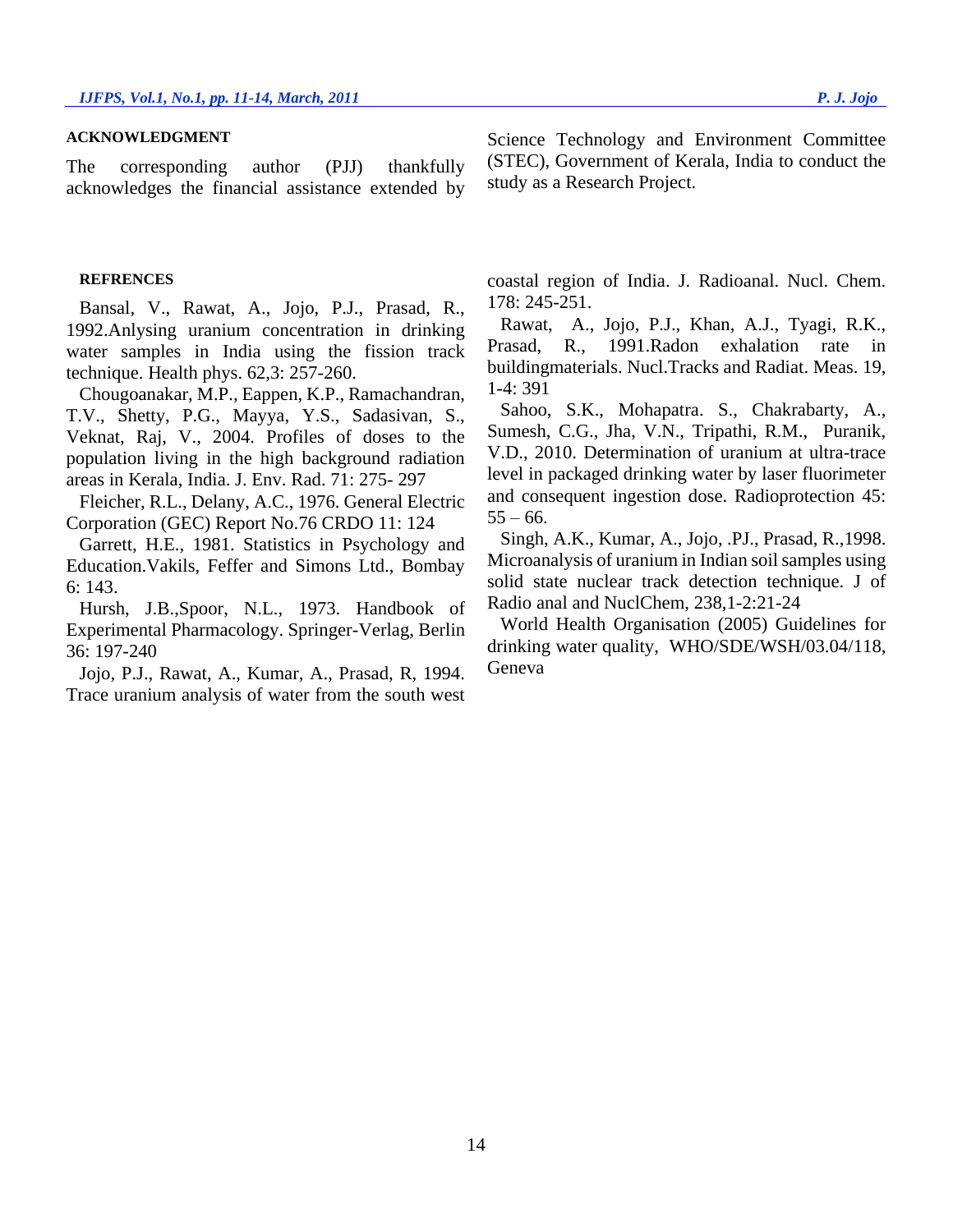## ACKNOWLEDGMENT

The corresponding author (PJJ) thankfully acknowledges the financial assistance extended by Science Technology and Environment Committee (STEC), Government of Kerala, India to conduct the study as a Research Project.

## REFRENCES

Bansal, V., Rawat, A., Jojo, P.J., Prasad, R., 1992.Anlysing uranium concentration in drinking water samples in India using the fission track technique. Health phys. 62,3: 257-260.

Chougoanakar, M.P., Eappen, K.P., Ramachandran, T.V., Shetty, P.G., Mayya, Y.S., Sadasivan, S., Veknat, Raj, V., 2004. Profiles of doses to the population living in the high background radiation areas in Kerala, India. J. Env. Rad. 71: 275- 297

Fleicher, R.L., Delany, A.C., 1976. General Electric Corporation (GEC) Report No.76 CRDO 11: 124

Garrett, H.E., 1981. Statistics in Psychology and Education.Vakils, Feffer and Simons Ltd., Bombay 6: 143.

Hursh, J.B.,Spoor, N.L., 1973. Handbook of Experimental Pharmacology. Springer-Verlag, Berlin 36: 197-240

Jojo, P.J., Rawat, A., Kumar, A., Prasad, R, 1994. Trace uranium analysis of water from the south west coastal region of India. J. Radioanal. Nucl. Chem. 178: 245-251.

Rawat, A., Jojo, P.J., Khan, A.J., Tyagi, R.K., Prasad, R., 1991.Radon exhalation rate in buildingmaterials. Nucl.Tracks and Radiat. Meas. 19, 1-4: 391

Sahoo, S.K., Mohapatra. S., Chakrabarty, A., Sumesh, C.G., Jha, V.N., Tripathi, R.M., Puranik, V.D., 2010. Determination of uranium at ultra-trace level in packaged drinking water by laser fluorimeter and consequent ingestion dose. Radioprotection 45: 55 – 66.

Singh, A.K., Kumar, A., Jojo, .PJ., Prasad, R.,1998. Microanalysis of uranium in Indian soil samples using solid state nuclear track detection technique. J of Radio anal and NuclChem, 238,1-2:21-24

World Health Organisation (2005) Guidelines for drinking water quality, WHO/SDE/WSH/03.04/118, Geneva